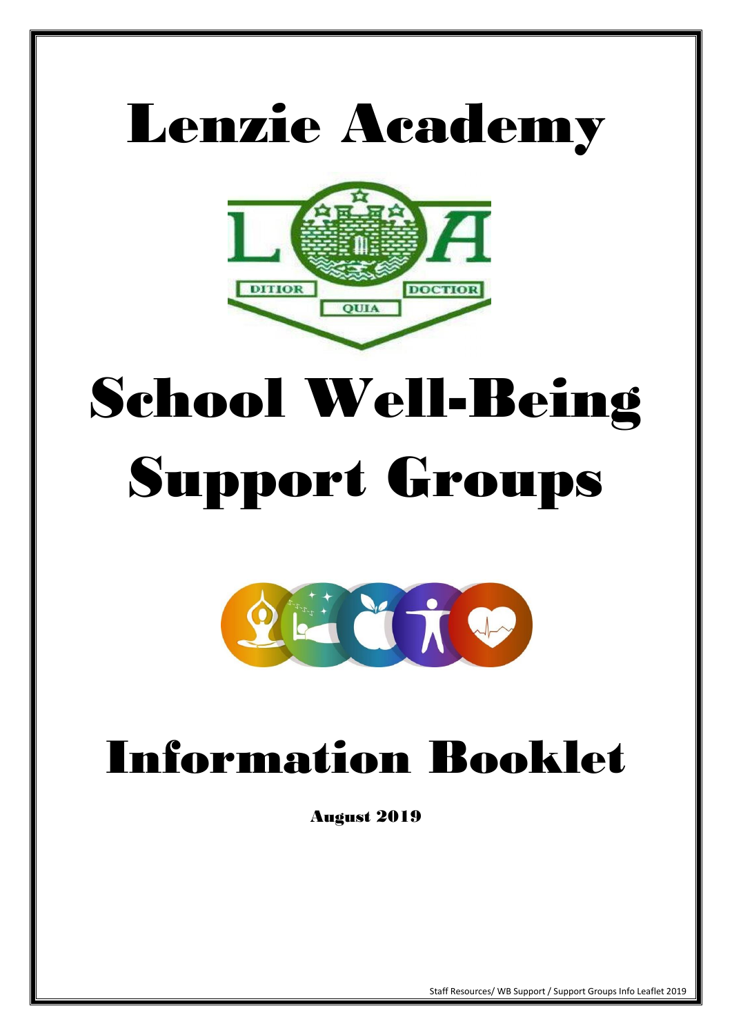# Lenzie Academy

# School Well-Being Support Groups

# Information Booklet

**August 2019**

Staff Resources/ WB Support / Support Groups Info Leaflet 2019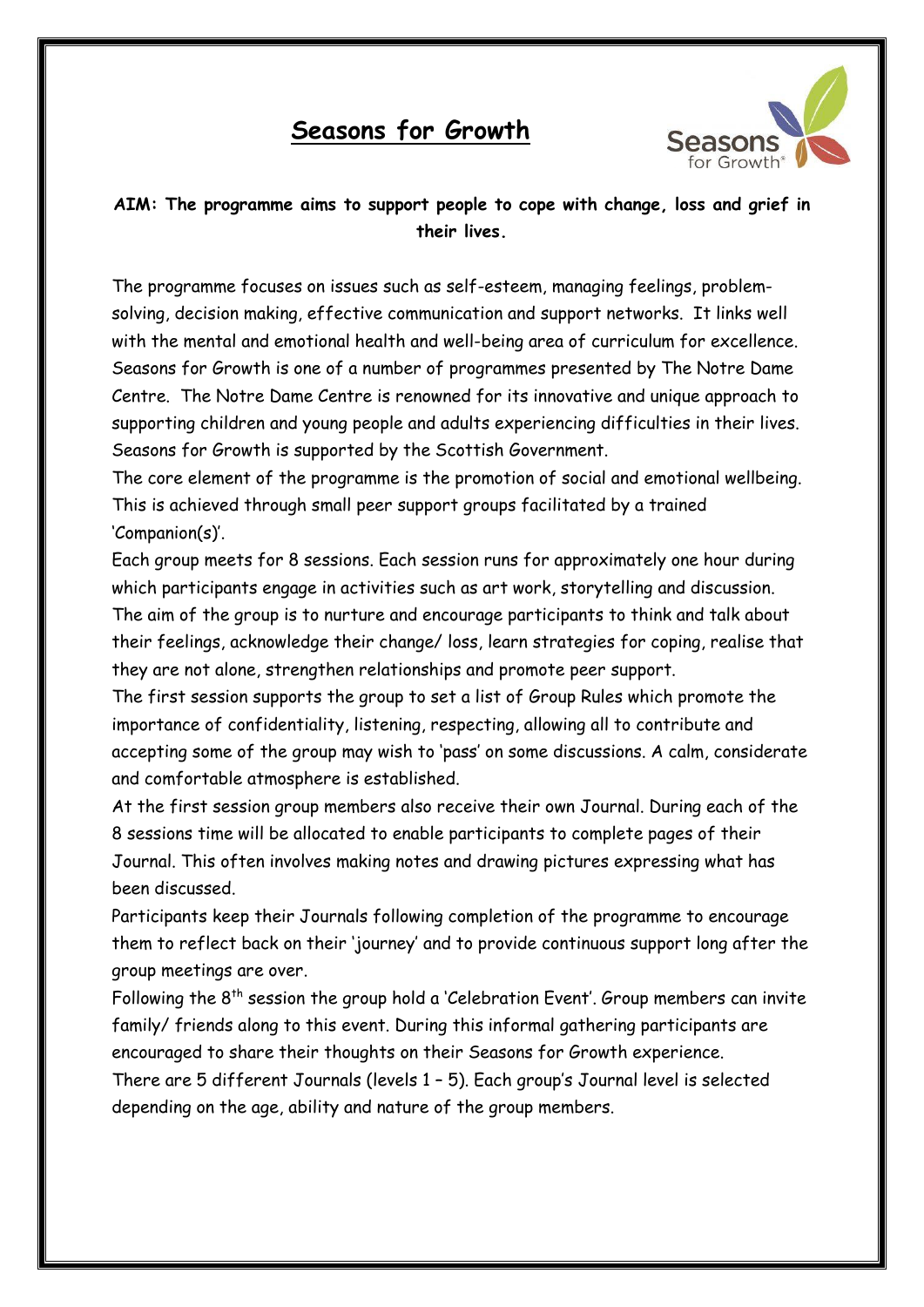# Seasons for Growth

**AIM: The programme aims to support people to cope with change, loss and grief in their lives.**

The programme focuses on issues such as self-esteem, managing feelings, problem-solving, decision making, effective communication and support networks. It links well with the mental and emotional health and well-being area of curriculum for excellence. Seasons for Growth is one of a number of programmes presented by The Notre Dame Centre. The Notre Dame Centre is renowned for its innovative and unique approach to supporting children and young people and adults experiencing difficulties in their lives. Seasons for Growth is supported by the Scottish Government.

The core element of the programme is the promotion of social and emotional wellbeing. This is achieved through small peer support groups facilitated by a trained 'Companion(s)'.

Each group meets for 8 sessions. Each session runs for approximately one hour during which participants engage in activities such as art work, storytelling and discussion. The aim of the group is to nurture and encourage participants to think and talk about their feelings, acknowledge their change/ loss, learn strategies for coping, realise that they are not alone, strengthen relationships and promote peer support.

The first session supports the group to set a list of Group Rules which promote the importance of confidentiality, listening, respecting, allowing all to contribute and accepting some of the group may wish to 'pass' on some discussions. A calm, considerate and comfortable atmosphere is established.

At the first session group members also receive their own Journal. During each of the 8 sessions time will be allocated to enable participants to complete pages of their Journal. This often involves making notes and drawing pictures expressing what has been discussed.

Participants keep their Journals following completion of the programme to encourage them to reflect back on their 'journey' and to provide continuous support long after the group meetings are over.

Following the 8th session the group hold a 'Celebration Event'. Group members can invite family/ friends along to this event. During this informal gathering participants are encouraged to share their thoughts on their Seasons for Growth experience.

There are 5 different Journals (levels 1 – 5). Each group's Journal level is selected depending on the age, ability and nature of the group members.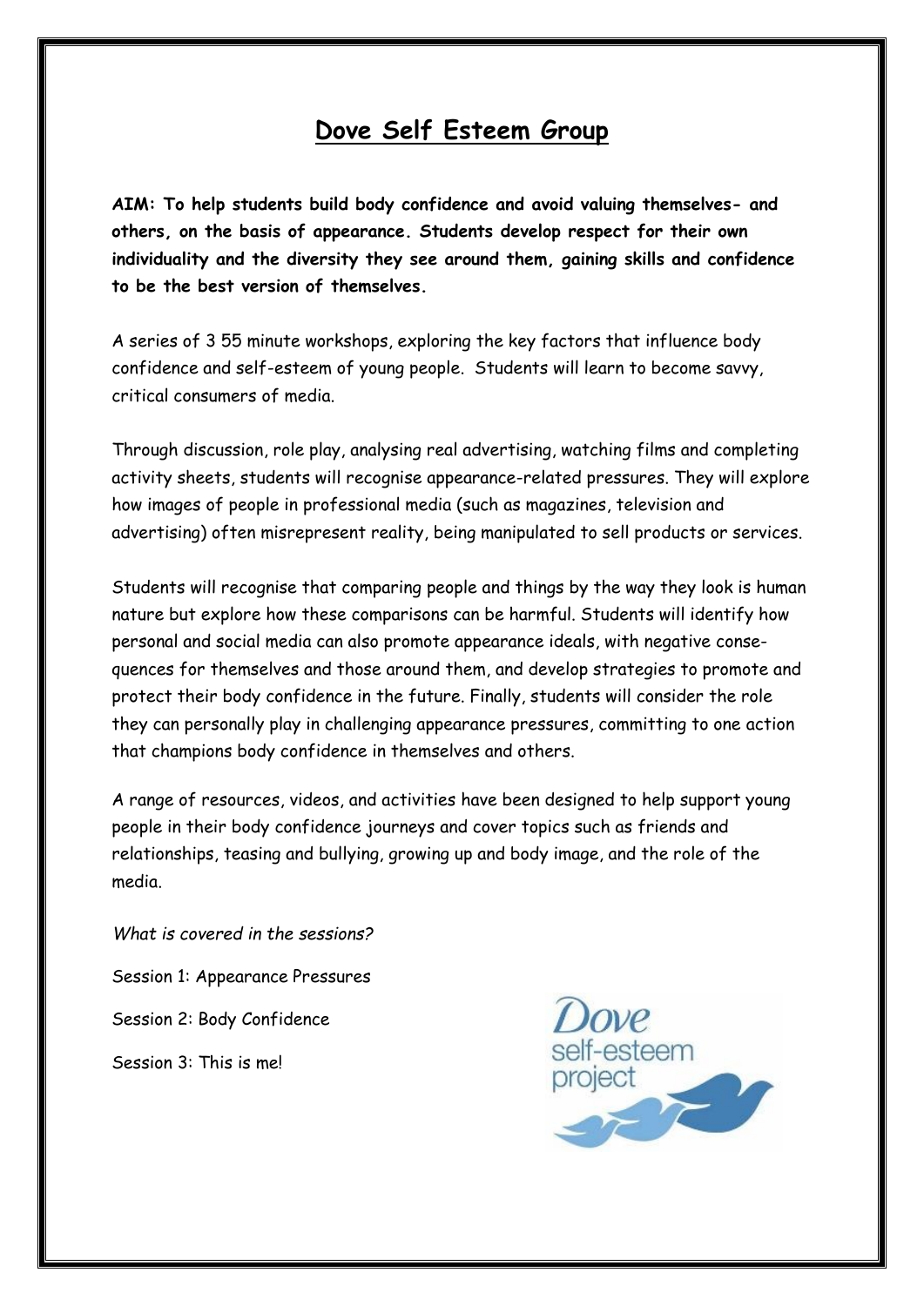# Dove Self Esteem Group

**AIM: To help students build body confidence and avoid valuing themselves- and others, on the basis of appearance. Students develop respect for their own individuality and the diversity they see around them, gaining skills and confidence to be the best version of themselves.**

A series of 3 55 minute workshops, exploring the key factors that influence body confidence and self-esteem of young people. Students will learn to become savvy, critical consumers of media.

Through discussion, role play, analysing real advertising, watching films and completing activity sheets, students will recognise appearance-related pressures. They will explore how images of people in professional media (such as magazines, television and advertising) often misrepresent reality, being manipulated to sell products or services.

Students will recognise that comparing people and things by the way they look is human nature but explore how these comparisons can be harmful. Students will identify how personal and social media can also promote appearance ideals, with negative consequences for themselves and those around them, and develop strategies to promote and protect their body confidence in the future. Finally, students will consider the role they can personally play in challenging appearance pressures, committing to one action that champions body confidence in themselves and others.

A range of resources, videos, and activities have been designed to help support young people in their body confidence journeys and cover topics such as friends and relationships, teasing and bullying, growing up and body image, and the role of the media.

*What is covered in the sessions?*

Session 1: Appearance Pressures

Session 2: Body Confidence

Session 3: This is me!

Dove self-esteem project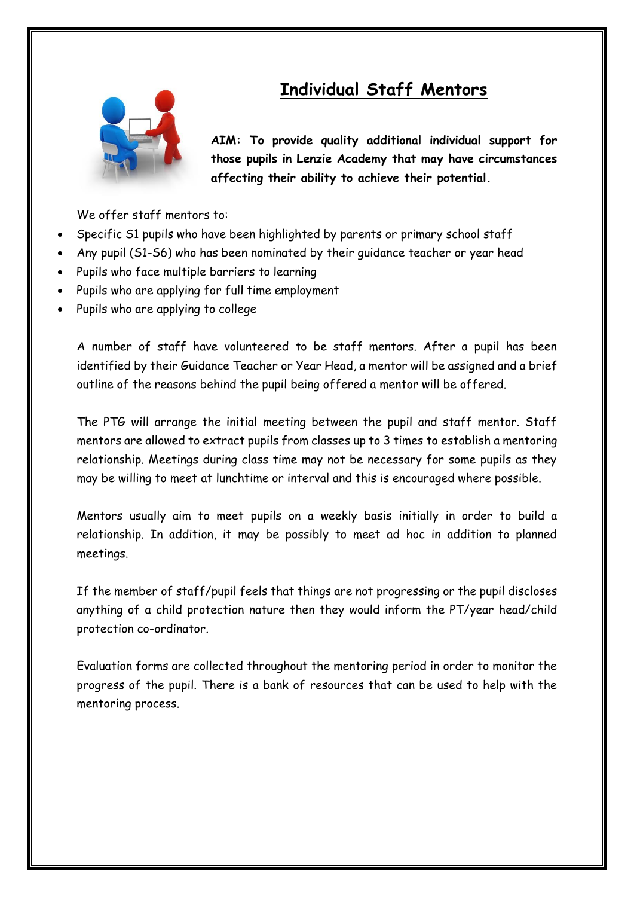# Individual Staff Mentors

**AIM: To provide quality additional individual support for those pupils in Lenzie Academy that may have circumstances affecting their ability to achieve their potential.**

We offer staff mentors to:

- Specific S1 pupils who have been highlighted by parents or primary school staff
- Any pupil (S1-S6) who has been nominated by their guidance teacher or year head
- Pupils who face multiple barriers to learning
- Pupils who are applying for full time employment
- Pupils who are applying to college

A number of staff have volunteered to be staff mentors. After a pupil has been identified by their Guidance Teacher or Year Head, a mentor will be assigned and a brief outline of the reasons behind the pupil being offered a mentor will be offered.

The PTG will arrange the initial meeting between the pupil and staff mentor. Staff mentors are allowed to extract pupils from classes up to 3 times to establish a mentoring relationship. Meetings during class time may not be necessary for some pupils as they may be willing to meet at lunchtime or interval and this is encouraged where possible.

Mentors usually aim to meet pupils on a weekly basis initially in order to build a relationship. In addition, it may be possibly to meet ad hoc in addition to planned meetings.

If the member of staff/pupil feels that things are not progressing or the pupil discloses anything of a child protection nature then they would inform the PT/year head/child protection co-ordinator.

Evaluation forms are collected throughout the mentoring period in order to monitor the progress of the pupil. There is a bank of resources that can be used to help with the mentoring process.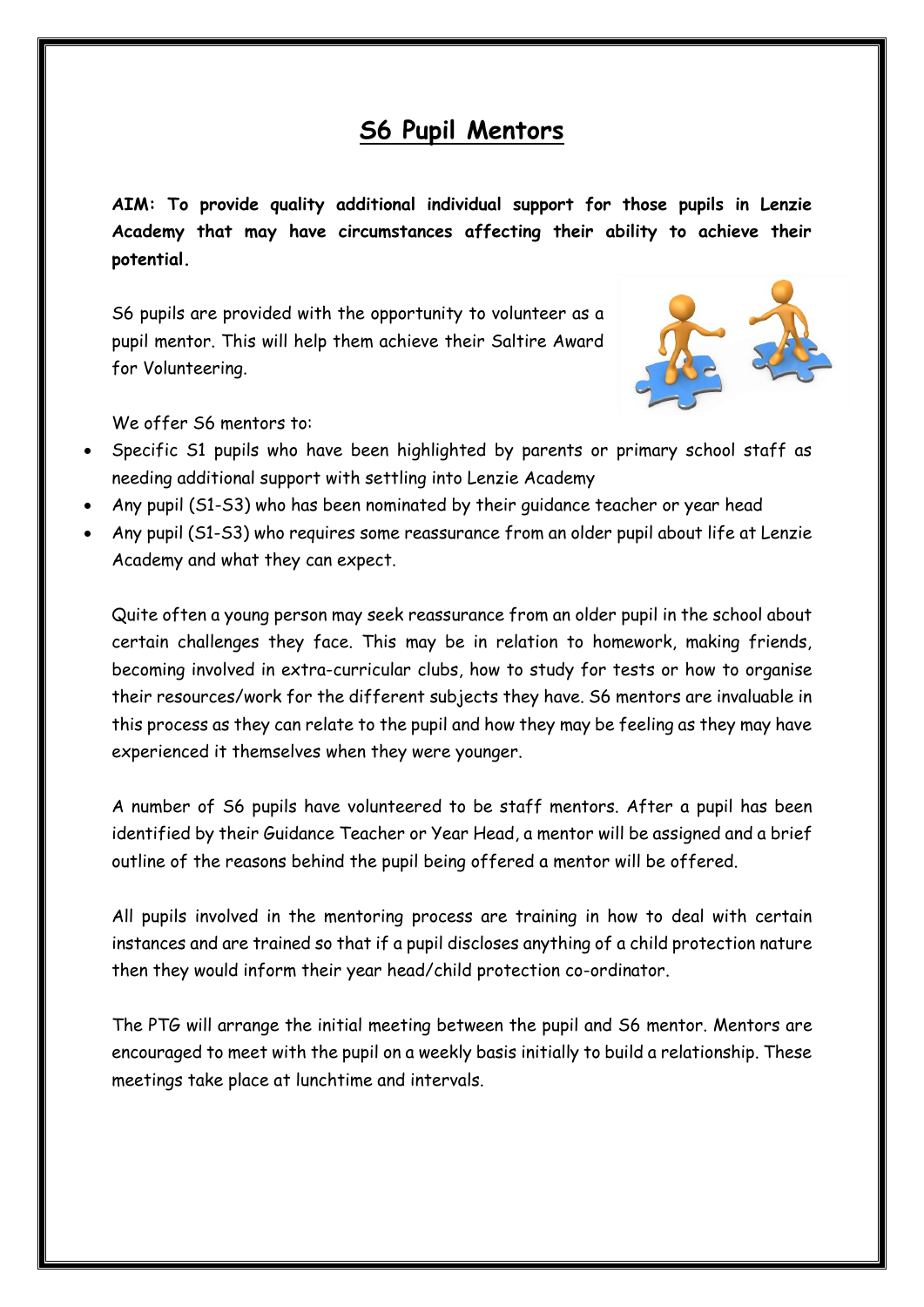# S6 Pupil Mentors

**AIM: To provide quality additional individual support for those pupils in Lenzie Academy that may have circumstances affecting their ability to achieve their potential.**

S6 pupils are provided with the opportunity to volunteer as a pupil mentor. This will help them achieve their Saltire Award for Volunteering.

We offer S6 mentors to:

- Specific S1 pupils who have been highlighted by parents or primary school staff as needing additional support with settling into Lenzie Academy
- Any pupil (S1-S3) who has been nominated by their guidance teacher or year head
- Any pupil (S1-S3) who requires some reassurance from an older pupil about life at Lenzie Academy and what they can expect.

Quite often a young person may seek reassurance from an older pupil in the school about certain challenges they face. This may be in relation to homework, making friends, becoming involved in extra-curricular clubs, how to study for tests or how to organise their resources/work for the different subjects they have. S6 mentors are invaluable in this process as they can relate to the pupil and how they may be feeling as they may have experienced it themselves when they were younger.

A number of S6 pupils have volunteered to be staff mentors. After a pupil has been identified by their Guidance Teacher or Year Head, a mentor will be assigned and a brief outline of the reasons behind the pupil being offered a mentor will be offered.

All pupils involved in the mentoring process are training in how to deal with certain instances and are trained so that if a pupil discloses anything of a child protection nature then they would inform their year head/child protection co-ordinator.

The PTG will arrange the initial meeting between the pupil and S6 mentor. Mentors are encouraged to meet with the pupil on a weekly basis initially to build a relationship. These meetings take place at lunchtime and intervals.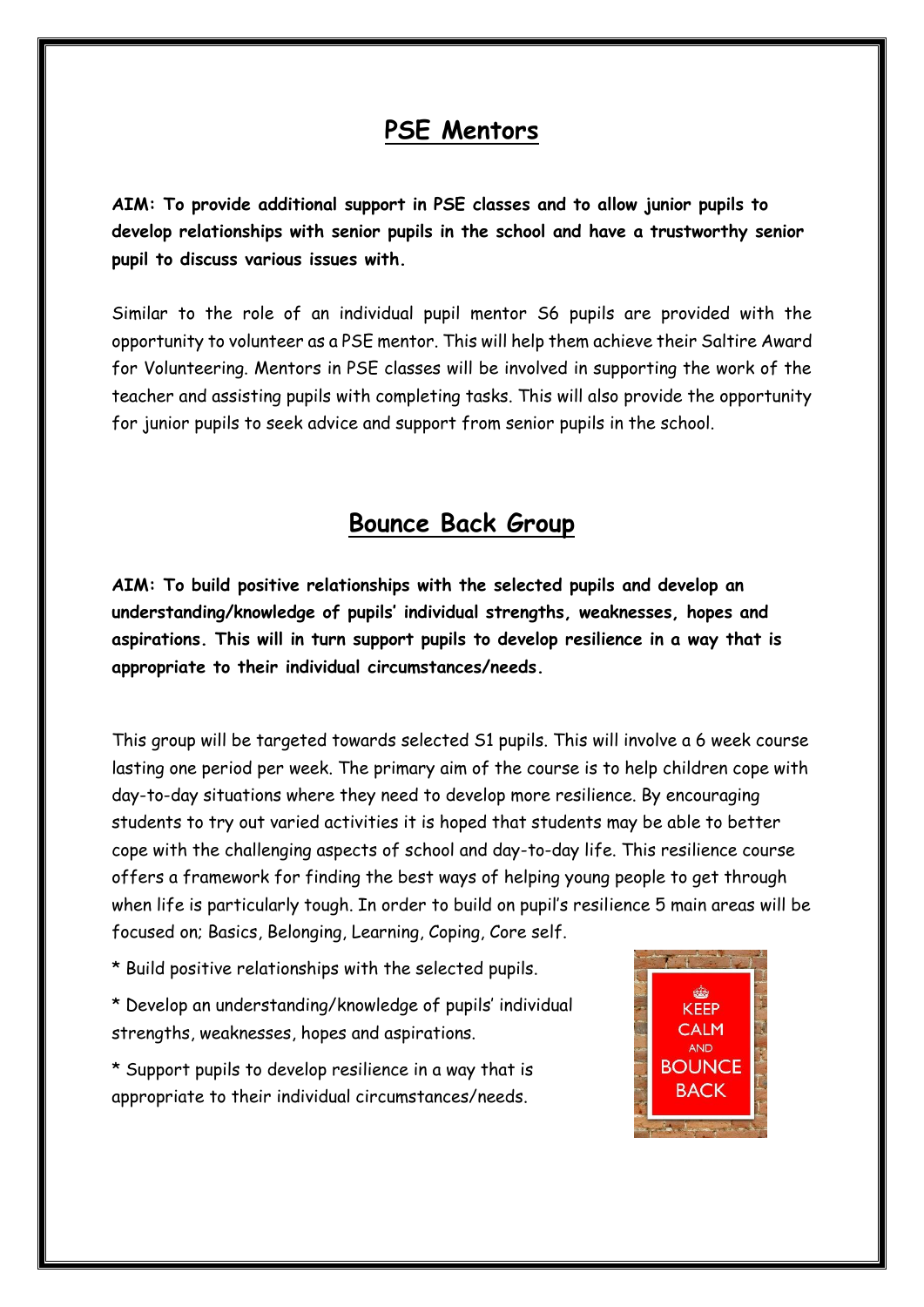## PSE Mentors

**AIM: To provide additional support in PSE classes and to allow junior pupils to develop relationships with senior pupils in the school and have a trustworthy senior pupil to discuss various issues with.**

Similar to the role of an individual pupil mentor S6 pupils are provided with the opportunity to volunteer as a PSE mentor. This will help them achieve their Saltire Award for Volunteering. Mentors in PSE classes will be involved in supporting the work of the teacher and assisting pupils with completing tasks. This will also provide the opportunity for junior pupils to seek advice and support from senior pupils in the school.

## Bounce Back Group

**AIM: To build positive relationships with the selected pupils and develop an understanding/knowledge of pupils' individual strengths, weaknesses, hopes and aspirations. This will in turn support pupils to develop resilience in a way that is appropriate to their individual circumstances/needs.**

This group will be targeted towards selected S1 pupils. This will involve a 6 week course lasting one period per week. The primary aim of the course is to help children cope with day-to-day situations where they need to develop more resilience. By encouraging students to try out varied activities it is hoped that students may be able to better cope with the challenging aspects of school and day-to-day life. This resilience course offers a framework for finding the best ways of helping young people to get through when life is particularly tough. In order to build on pupil's resilience 5 main areas will be focused on; Basics, Belonging, Learning, Coping, Core self.

* Build positive relationships with the selected pupils.

* Develop an understanding/knowledge of pupils' individual strengths, weaknesses, hopes and aspirations.

* Support pupils to develop resilience in a way that is appropriate to their individual circumstances/needs.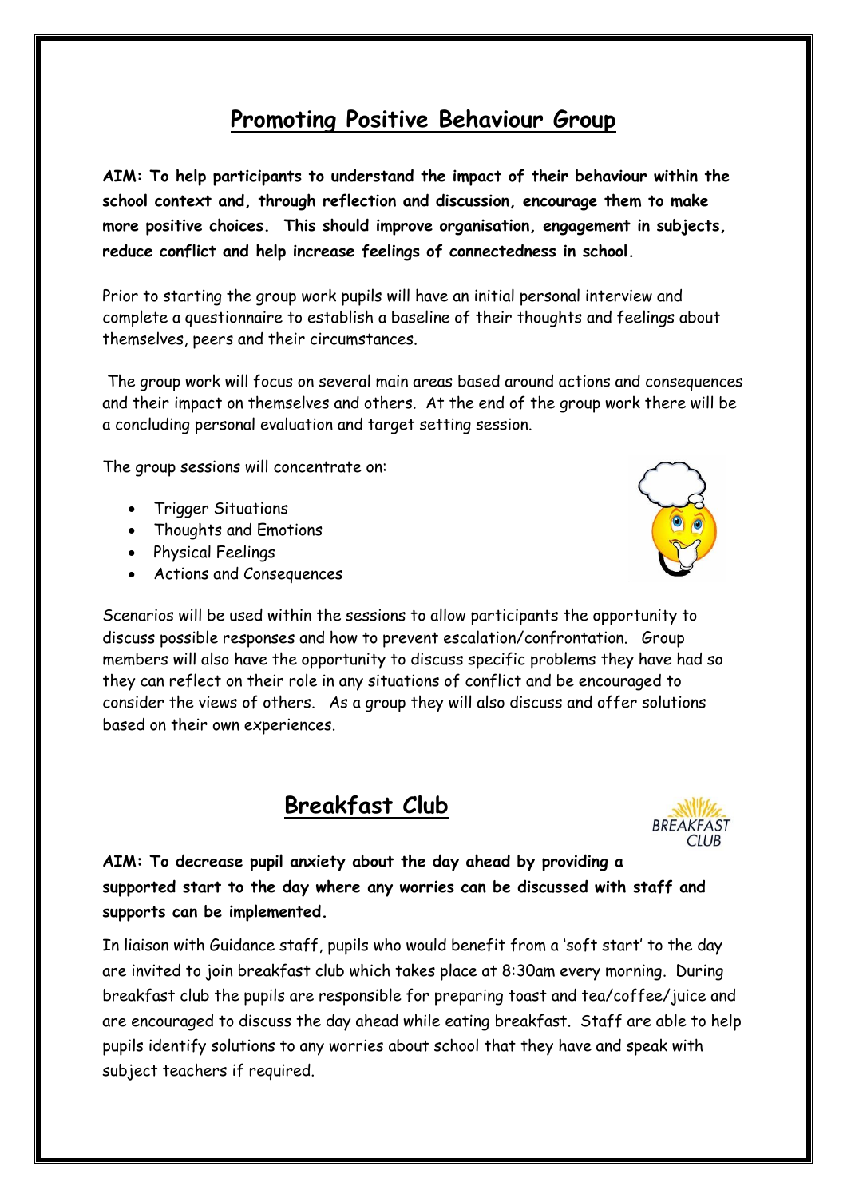# Promoting Positive Behaviour Group

**AIM: To help participants to understand the impact of their behaviour within the school context and, through reflection and discussion, encourage them to make more positive choices. This should improve organisation, engagement in subjects, reduce conflict and help increase feelings of connectedness in school.**

Prior to starting the group work pupils will have an initial personal interview and complete a questionnaire to establish a baseline of their thoughts and feelings about themselves, peers and their circumstances.

The group work will focus on several main areas based around actions and consequences and their impact on themselves and others. At the end of the group work there will be a concluding personal evaluation and target setting session.

The group sessions will concentrate on:

- Trigger Situations
- Thoughts and Emotions
- Physical Feelings
- Actions and Consequences

Scenarios will be used within the sessions to allow participants the opportunity to discuss possible responses and how to prevent escalation/confrontation. Group members will also have the opportunity to discuss specific problems they have had so they can reflect on their role in any situations of conflict and be encouraged to consider the views of others. As a group they will also discuss and offer solutions based on their own experiences.

# Breakfast Club

**AIM: To decrease pupil anxiety about the day ahead by providing a supported start to the day where any worries can be discussed with staff and supports can be implemented.**

In liaison with Guidance staff, pupils who would benefit from a 'soft start' to the day are invited to join breakfast club which takes place at 8:30am every morning. During breakfast club the pupils are responsible for preparing toast and tea/coffee/juice and are encouraged to discuss the day ahead while eating breakfast. Staff are able to help pupils identify solutions to any worries about school that they have and speak with subject teachers if required.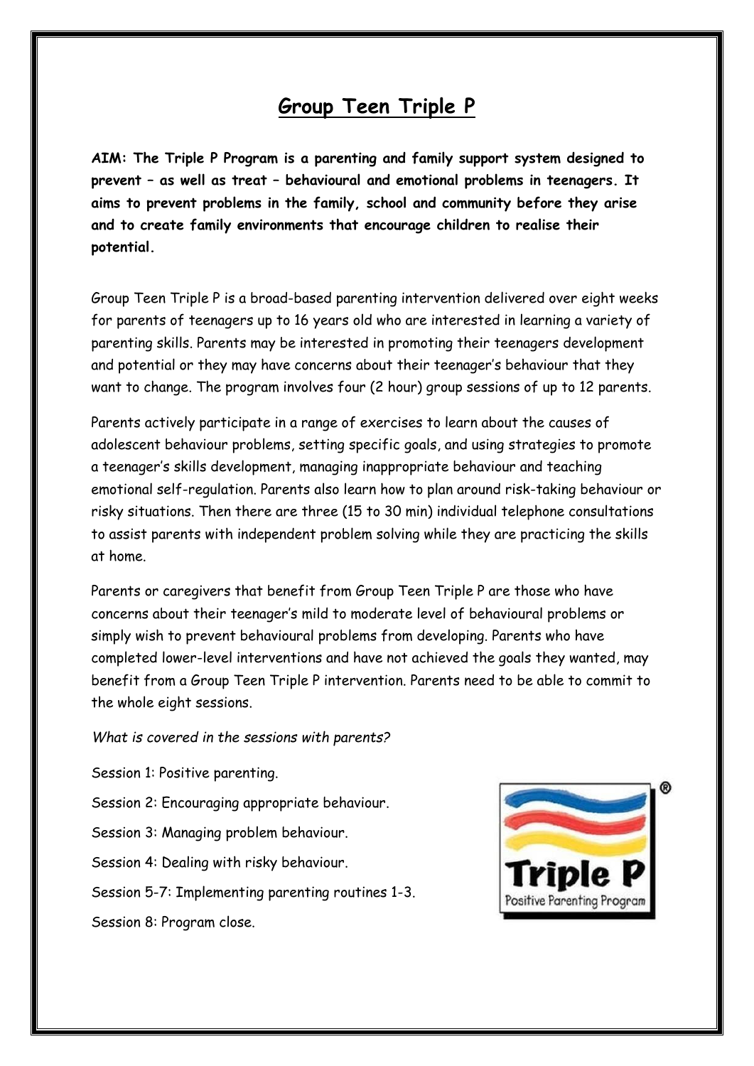# Group Teen Triple P

**AIM: The Triple P Program is a parenting and family support system designed to prevent – as well as treat – behavioural and emotional problems in teenagers. It aims to prevent problems in the family, school and community before they arise and to create family environments that encourage children to realise their potential.**

Group Teen Triple P is a broad-based parenting intervention delivered over eight weeks for parents of teenagers up to 16 years old who are interested in learning a variety of parenting skills. Parents may be interested in promoting their teenagers development and potential or they may have concerns about their teenager's behaviour that they want to change. The program involves four (2 hour) group sessions of up to 12 parents.

Parents actively participate in a range of exercises to learn about the causes of adolescent behaviour problems, setting specific goals, and using strategies to promote a teenager's skills development, managing inappropriate behaviour and teaching emotional self-regulation. Parents also learn how to plan around risk-taking behaviour or risky situations. Then there are three (15 to 30 min) individual telephone consultations to assist parents with independent problem solving while they are practicing the skills at home.

Parents or caregivers that benefit from Group Teen Triple P are those who have concerns about their teenager's mild to moderate level of behavioural problems or simply wish to prevent behavioural problems from developing. Parents who have completed lower-level interventions and have not achieved the goals they wanted, may benefit from a Group Teen Triple P intervention. Parents need to be able to commit to the whole eight sessions.

*What is covered in the sessions with parents?*

Session 1: Positive parenting.

Session 2: Encouraging appropriate behaviour.

Session 3: Managing problem behaviour.

Session 4: Dealing with risky behaviour.

Session 5-7: Implementing parenting routines 1-3.

Session 8: Program close.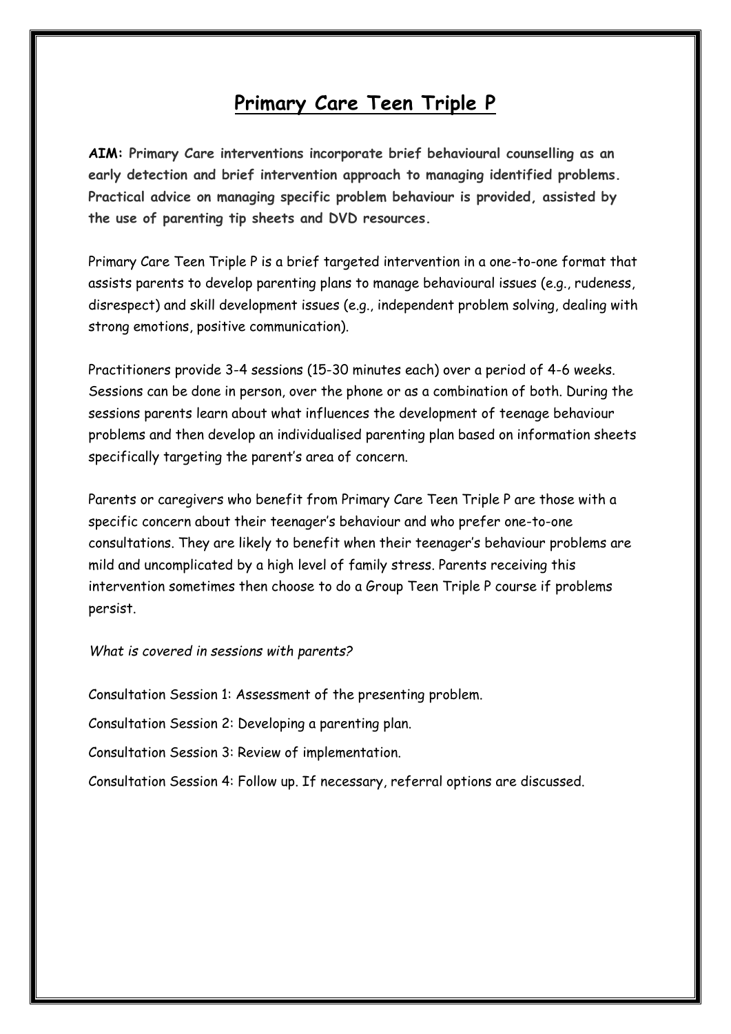# Primary Care Teen Triple P

**AIM: Primary Care interventions incorporate brief behavioural counselling as an early detection and brief intervention approach to managing identified problems. Practical advice on managing specific problem behaviour is provided, assisted by the use of parenting tip sheets and DVD resources.**

Primary Care Teen Triple P is a brief targeted intervention in a one-to-one format that assists parents to develop parenting plans to manage behavioural issues (e.g., rudeness, disrespect) and skill development issues (e.g., independent problem solving, dealing with strong emotions, positive communication).

Practitioners provide 3-4 sessions (15-30 minutes each) over a period of 4-6 weeks. Sessions can be done in person, over the phone or as a combination of both. During the sessions parents learn about what influences the development of teenage behaviour problems and then develop an individualised parenting plan based on information sheets specifically targeting the parent's area of concern.

Parents or caregivers who benefit from Primary Care Teen Triple P are those with a specific concern about their teenager's behaviour and who prefer one-to-one consultations. They are likely to benefit when their teenager's behaviour problems are mild and uncomplicated by a high level of family stress. Parents receiving this intervention sometimes then choose to do a Group Teen Triple P course if problems persist.

*What is covered in sessions with parents?*

Consultation Session 1: Assessment of the presenting problem.

Consultation Session 2: Developing a parenting plan.

Consultation Session 3: Review of implementation.

Consultation Session 4: Follow up. If necessary, referral options are discussed.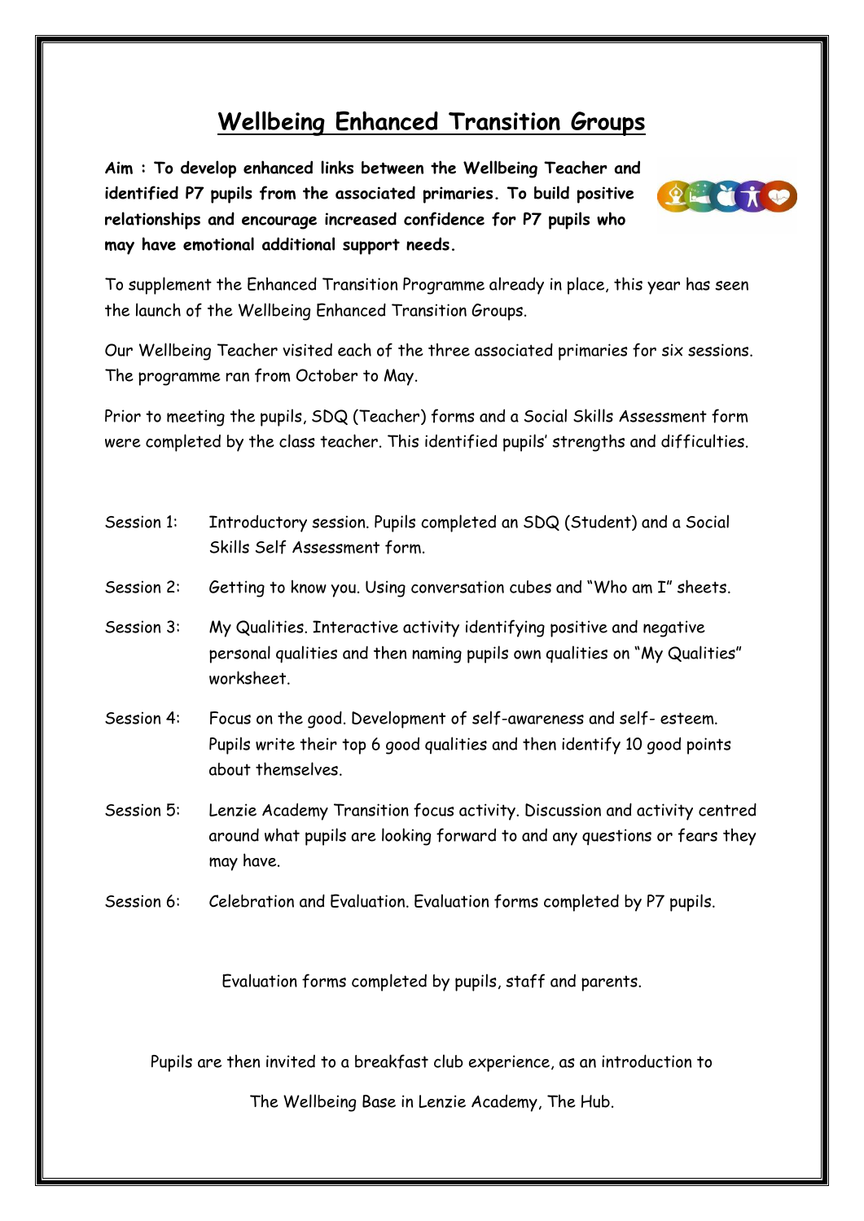# Wellbeing Enhanced Transition Groups

**Aim : To develop enhanced links between the Wellbeing Teacher and identified P7 pupils from the associated primaries. To build positive relationships and encourage increased confidence for P7 pupils who may have emotional additional support needs.**

To supplement the Enhanced Transition Programme already in place, this year has seen the launch of the Wellbeing Enhanced Transition Groups.

Our Wellbeing Teacher visited each of the three associated primaries for six sessions. The programme ran from October to May.

Prior to meeting the pupils, SDQ (Teacher) forms and a Social Skills Assessment form were completed by the class teacher. This identified pupils' strengths and difficulties.

Session 1: Introductory session. Pupils completed an SDQ (Student) and a Social Skills Self Assessment form.

Session 2: Getting to know you. Using conversation cubes and "Who am I" sheets.

Session 3: My Qualities. Interactive activity identifying positive and negative personal qualities and then naming pupils own qualities on "My Qualities" worksheet.

Session 4: Focus on the good. Development of self-awareness and self- esteem. Pupils write their top 6 good qualities and then identify 10 good points about themselves.

Session 5: Lenzie Academy Transition focus activity. Discussion and activity centred around what pupils are looking forward to and any questions or fears they may have.

Session 6: Celebration and Evaluation. Evaluation forms completed by P7 pupils.

Evaluation forms completed by pupils, staff and parents.

Pupils are then invited to a breakfast club experience, as an introduction to

The Wellbeing Base in Lenzie Academy, The Hub.